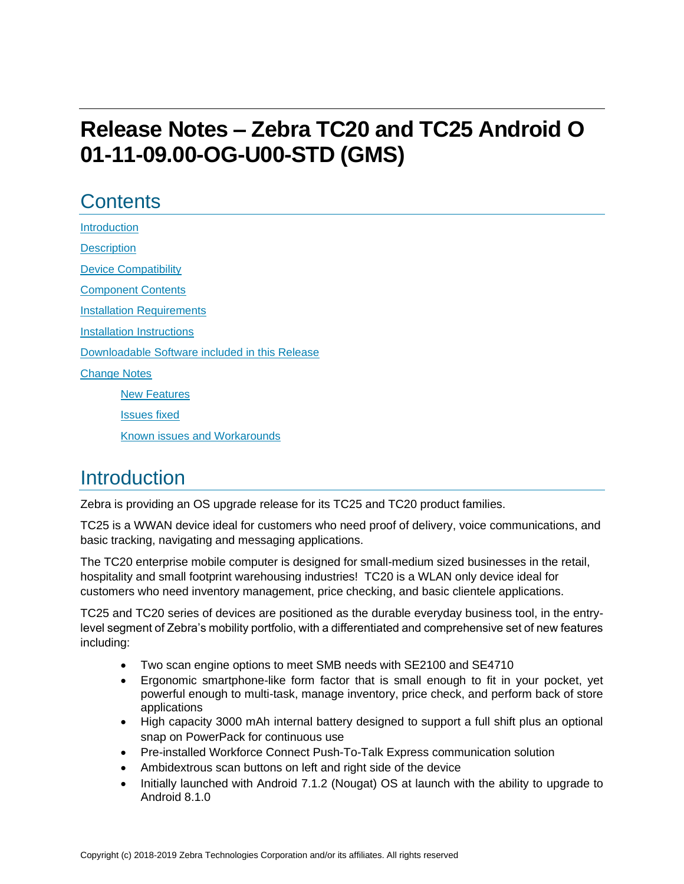# Release Notes – Zebra TC20 and TC25 Android O 01-11-09.00-OG-U00-STD (GMS)

## Contents

[Introduction](#introduction)

[Description](#description)

[Device Compatibility](#device-compatibility)

[Component Contents](#component-contents)

[Installation Requirements](#installation-requirements)

[Installation Instructions](#installation-instructions)

[Downloadable Software included in this Release](#downloadable-software-included-in-this-release)

[Change Notes](#change-notes)

- [New Features](#new-features)
- [Issues fixed](#issues-fixed)
- [Known issues and Workarounds](#known-issues-and-workarounds)

## Introduction

Zebra is providing an OS upgrade release for its TC25 and TC20 product families.

TC25 is a WWAN device ideal for customers who need proof of delivery, voice communications, and basic tracking, navigating and messaging applications.

The TC20 enterprise mobile computer is designed for small-medium sized businesses in the retail, hospitality and small footprint warehousing industries! TC20 is a WLAN only device ideal for customers who need inventory management, price checking, and basic clientele applications.

TC25 and TC20 series of devices are positioned as the durable everyday business tool, in the entry-level segment of Zebra's mobility portfolio, with a differentiated and comprehensive set of new features including:

- Two scan engine options to meet SMB needs with SE2100 and SE4710
- Ergonomic smartphone-like form factor that is small enough to fit in your pocket, yet powerful enough to multi-task, manage inventory, price check, and perform back of store applications
- High capacity 3000 mAh internal battery designed to support a full shift plus an optional snap on PowerPack for continuous use
- Pre-installed Workforce Connect Push-To-Talk Express communication solution
- Ambidextrous scan buttons on left and right side of the device
- Initially launched with Android 7.1.2 (Nougat) OS at launch with the ability to upgrade to Android 8.1.0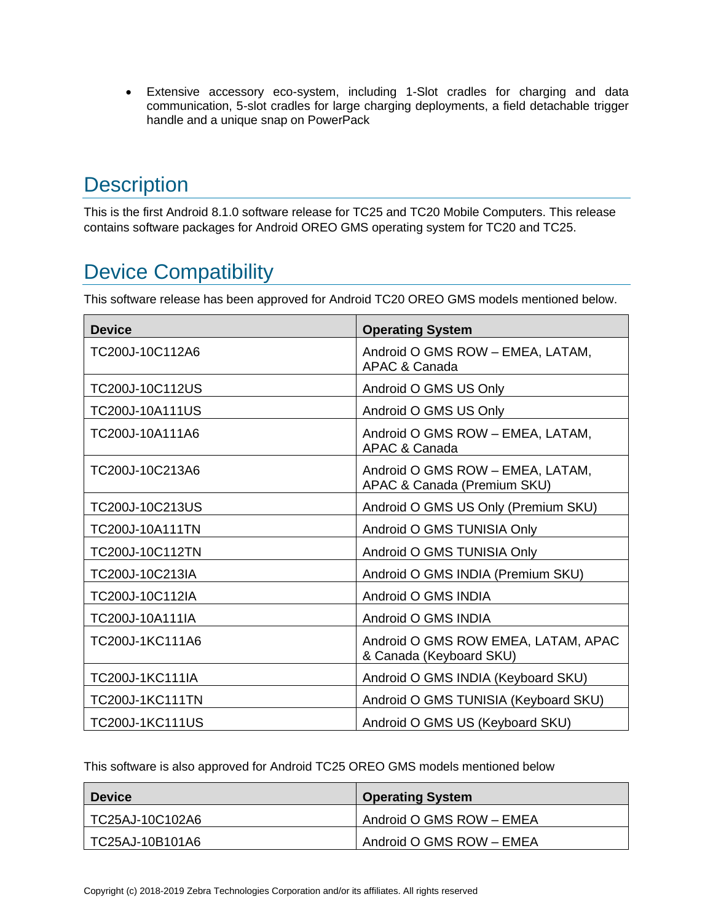- Extensive accessory eco-system, including 1-Slot cradles for charging and data communication, 5-slot cradles for large charging deployments, a field detachable trigger handle and a unique snap on PowerPack

## Description

This is the first Android 8.1.0 software release for TC25 and TC20 Mobile Computers. This release contains software packages for Android OREO GMS operating system for TC20 and TC25.

## Device Compatibility

This software release has been approved for Android TC20 OREO GMS models mentioned below.

| Device | Operating System |
| --- | --- |
| TC200J-10C112A6 | Android O GMS ROW – EMEA, LATAM, APAC & Canada |
| TC200J-10C112US | Android O GMS US Only |
| TC200J-10A111US | Android O GMS US Only |
| TC200J-10A111A6 | Android O GMS ROW – EMEA, LATAM, APAC & Canada |
| TC200J-10C213A6 | Android O GMS ROW – EMEA, LATAM, APAC & Canada (Premium SKU) |
| TC200J-10C213US | Android O GMS US Only (Premium SKU) |
| TC200J-10A111TN | Android O GMS TUNISIA Only |
| TC200J-10C112TN | Android O GMS TUNISIA Only |
| TC200J-10C213IA | Android O GMS INDIA (Premium SKU) |
| TC200J-10C112IA | Android O GMS INDIA |
| TC200J-10A111IA | Android O GMS INDIA |
| TC200J-1KC111A6 | Android O GMS ROW EMEA, LATAM, APAC & Canada (Keyboard SKU) |
| TC200J-1KC111IA | Android O GMS INDIA (Keyboard SKU) |
| TC200J-1KC111TN | Android O GMS TUNISIA (Keyboard SKU) |
| TC200J-1KC111US | Android O GMS US (Keyboard SKU) |

This software is also approved for Android TC25 OREO GMS models mentioned below

| Device | Operating System |
| --- | --- |
| TC25AJ-10C102A6 | Android O GMS ROW – EMEA |
| TC25AJ-10B101A6 | Android O GMS ROW – EMEA |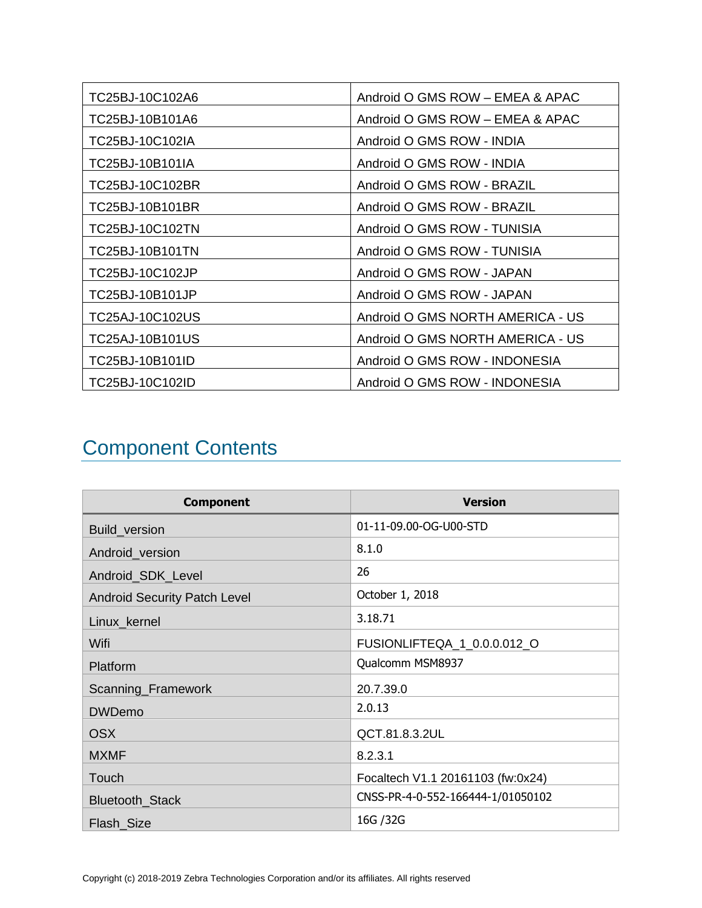| TC25BJ-10C102A6 | Android O GMS ROW – EMEA & APAC |
|---|---|
| TC25BJ-10B101A6 | Android O GMS ROW – EMEA & APAC |
| TC25BJ-10C102IA | Android O GMS ROW - INDIA |
| TC25BJ-10B101IA | Android O GMS ROW - INDIA |
| TC25BJ-10C102BR | Android O GMS ROW - BRAZIL |
| TC25BJ-10B101BR | Android O GMS ROW - BRAZIL |
| TC25BJ-10C102TN | Android O GMS ROW - TUNISIA |
| TC25BJ-10B101TN | Android O GMS ROW - TUNISIA |
| TC25BJ-10C102JP | Android O GMS ROW - JAPAN |
| TC25BJ-10B101JP | Android O GMS ROW - JAPAN |
| TC25AJ-10C102US | Android O GMS NORTH AMERICA - US |
| TC25AJ-10B101US | Android O GMS NORTH AMERICA - US |
| TC25BJ-10B101ID | Android O GMS ROW - INDONESIA |
| TC25BJ-10C102ID | Android O GMS ROW - INDONESIA |

## Component Contents

| Component | Version |
|---|---|
| Build_version | 01-11-09.00-OG-U00-STD |
| Android_version | 8.1.0 |
| Android_SDK_Level | 26 |
| Android Security Patch Level | October 1, 2018 |
| Linux_kernel | 3.18.71 |
| Wifi | FUSIONLIFTEQA_1_0.0.0.012_O |
| Platform | Qualcomm MSM8937 |
| Scanning_Framework | 20.7.39.0 |
| DWDemo | 2.0.13 |
| OSX | QCT.81.8.3.2UL |
| MXMF | 8.2.3.1 |
| Touch | Focaltech V1.1 20161103 (fw:0x24) |
| Bluetooth_Stack | CNSS-PR-4-0-552-166444-1/01050102 |
| Flash_Size | 16G /32G |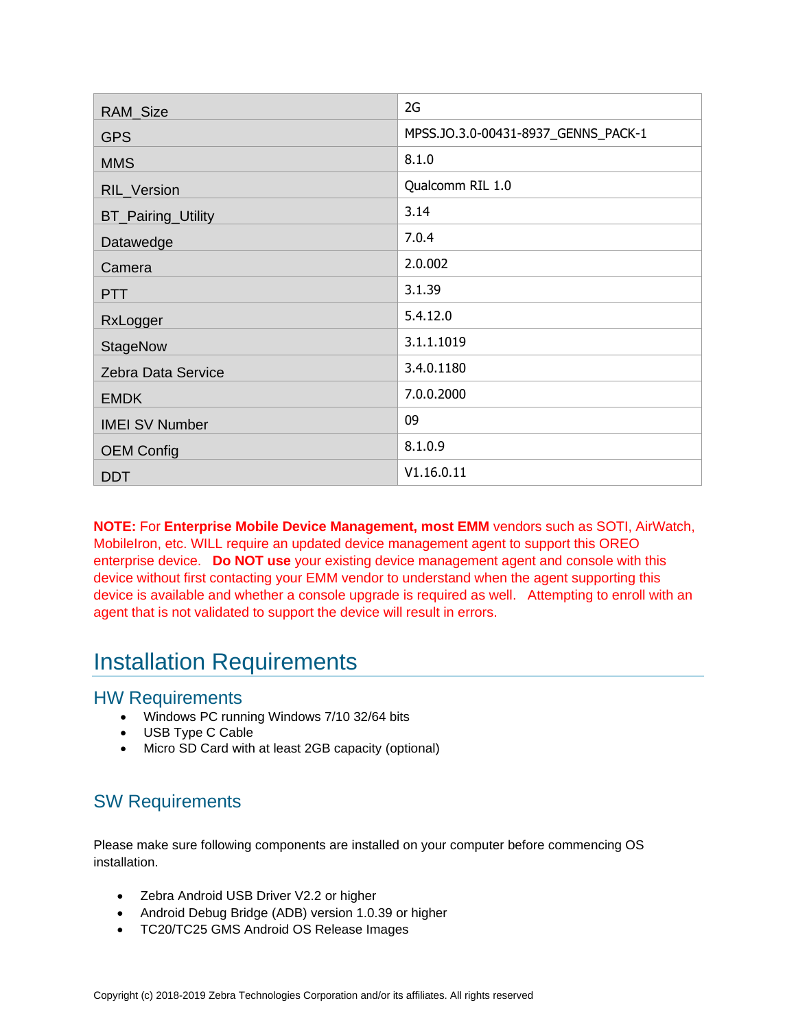| RAM_Size | 2G |
| --- | --- |
| GPS | MPSS.JO.3.0-00431-8937_GENNS_PACK-1 |
| MMS | 8.1.0 |
| RIL_Version | Qualcomm RIL 1.0 |
| BT_Pairing_Utility | 3.14 |
| Datawedge | 7.0.4 |
| Camera | 2.0.002 |
| PTT | 3.1.39 |
| RxLogger | 5.4.12.0 |
| StageNow | 3.1.1.1019 |
| Zebra Data Service | 3.4.0.1180 |
| EMDK | 7.0.0.2000 |
| IMEI SV Number | 09 |
| OEM Config | 8.1.0.9 |
| DDT | V1.16.0.11 |

**NOTE:** For **Enterprise Mobile Device Management, most EMM** vendors such as SOTI, AirWatch, MobileIron, etc. WILL require an updated device management agent to support this OREO enterprise device. **Do NOT use** your existing device management agent and console with this device without first contacting your EMM vendor to understand when the agent supporting this device is available and whether a console upgrade is required as well. Attempting to enroll with an agent that is not validated to support the device will result in errors.

# Installation Requirements

## HW Requirements

- Windows PC running Windows 7/10 32/64 bits
- USB Type C Cable
- Micro SD Card with at least 2GB capacity (optional)

## SW Requirements

Please make sure following components are installed on your computer before commencing OS installation.

- Zebra Android USB Driver V2.2 or higher
- Android Debug Bridge (ADB) version 1.0.39 or higher
- TC20/TC25 GMS Android OS Release Images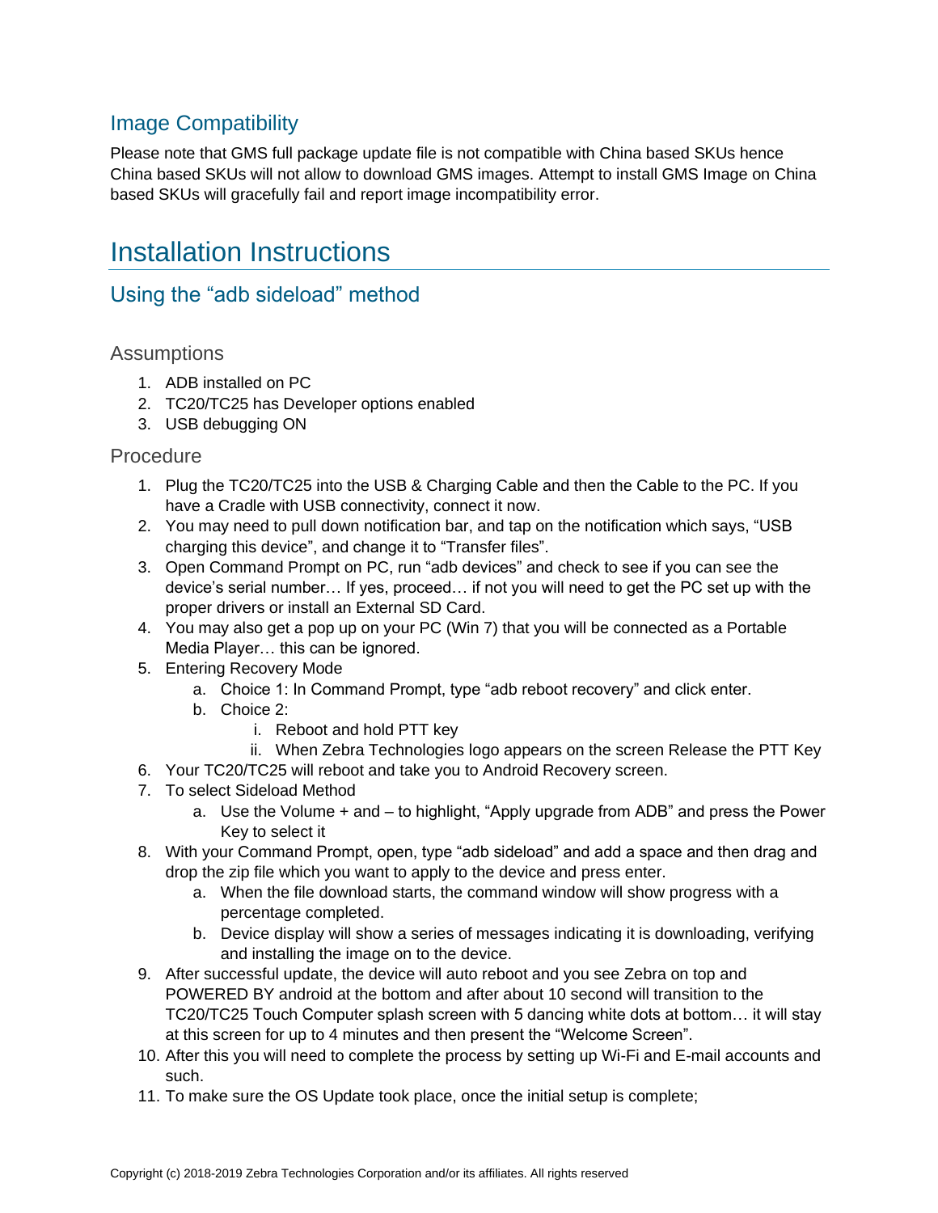## Image Compatibility

Please note that GMS full package update file is not compatible with China based SKUs hence China based SKUs will not allow to download GMS images. Attempt to install GMS Image on China based SKUs will gracefully fail and report image incompatibility error.

# Installation Instructions

## Using the "adb sideload" method

### Assumptions

1. ADB installed on PC
2. TC20/TC25 has Developer options enabled
3. USB debugging ON

### Procedure

1. Plug the TC20/TC25 into the USB & Charging Cable and then the Cable to the PC. If you have a Cradle with USB connectivity, connect it now.
2. You may need to pull down notification bar, and tap on the notification which says, "USB charging this device", and change it to "Transfer files".
3. Open Command Prompt on PC, run "adb devices" and check to see if you can see the device's serial number… If yes, proceed… if not you will need to get the PC set up with the proper drivers or install an External SD Card.
4. You may also get a pop up on your PC (Win 7) that you will be connected as a Portable Media Player… this can be ignored.
5. Entering Recovery Mode
    a. Choice 1: In Command Prompt, type "adb reboot recovery" and click enter.
    b. Choice 2:
        i. Reboot and hold PTT key
        ii. When Zebra Technologies logo appears on the screen Release the PTT Key
6. Your TC20/TC25 will reboot and take you to Android Recovery screen.
7. To select Sideload Method
    a. Use the Volume + and – to highlight, "Apply upgrade from ADB" and press the Power Key to select it
8. With your Command Prompt, open, type "adb sideload" and add a space and then drag and drop the zip file which you want to apply to the device and press enter.
    a. When the file download starts, the command window will show progress with a percentage completed.
    b. Device display will show a series of messages indicating it is downloading, verifying and installing the image on to the device.
9. After successful update, the device will auto reboot and you see Zebra on top and POWERED BY android at the bottom and after about 10 second will transition to the TC20/TC25 Touch Computer splash screen with 5 dancing white dots at bottom… it will stay at this screen for up to 4 minutes and then present the "Welcome Screen".
10. After this you will need to complete the process by setting up Wi-Fi and E-mail accounts and such.
11. To make sure the OS Update took place, once the initial setup is complete;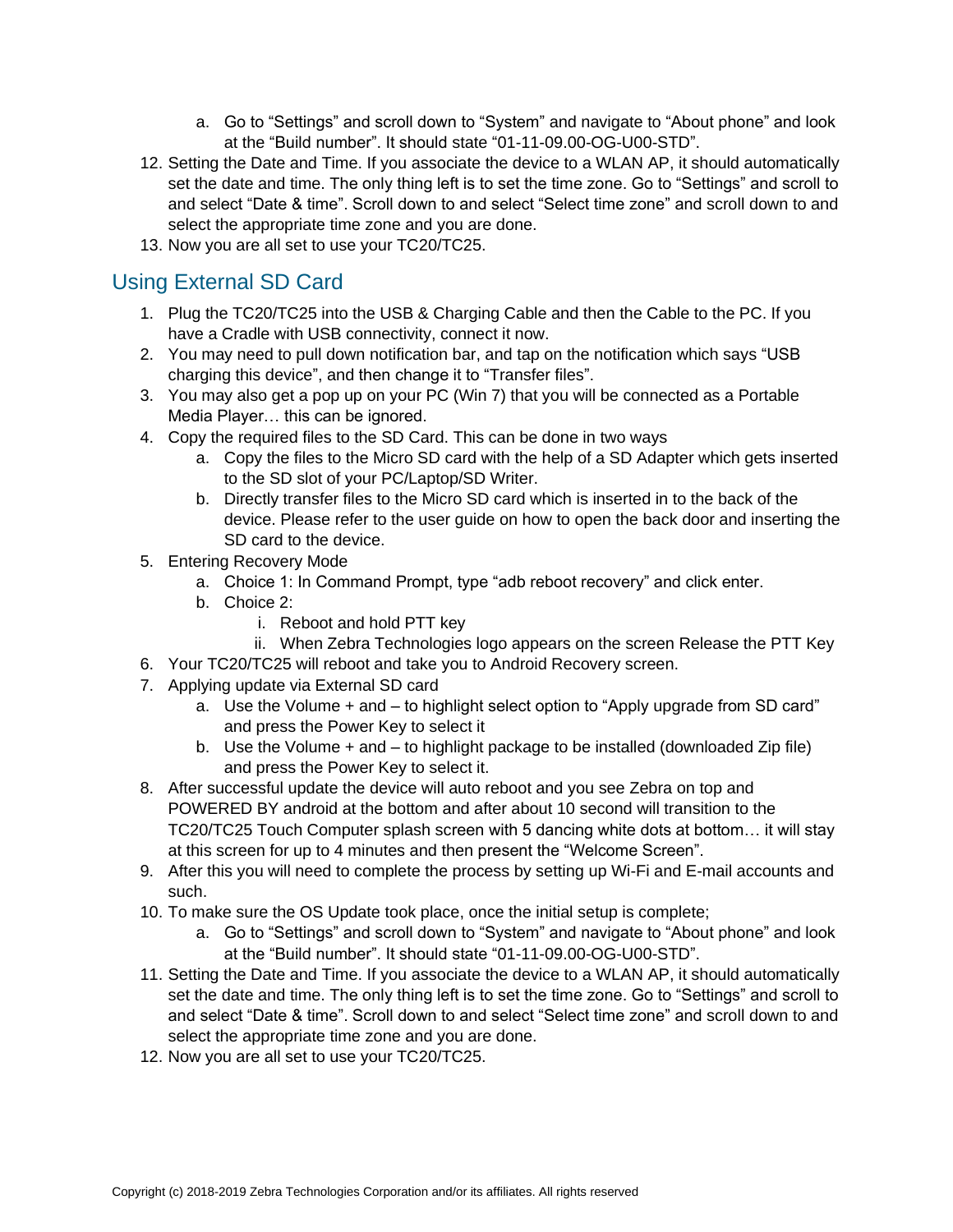a. Go to “Settings” and scroll down to “System” and navigate to “About phone” and look at the “Build number”. It should state “01-11-09.00-OG-U00-STD”.

12. Setting the Date and Time. If you associate the device to a WLAN AP, it should automatically set the date and time. The only thing left is to set the time zone. Go to “Settings” and scroll to and select “Date & time”. Scroll down to and select “Select time zone” and scroll down to and select the appropriate time zone and you are done.
13. Now you are all set to use your TC20/TC25.

## Using External SD Card

1. Plug the TC20/TC25 into the USB & Charging Cable and then the Cable to the PC. If you have a Cradle with USB connectivity, connect it now.
2. You may need to pull down notification bar, and tap on the notification which says “USB charging this device”, and then change it to “Transfer files”.
3. You may also get a pop up on your PC (Win 7) that you will be connected as a Portable Media Player… this can be ignored.
4. Copy the required files to the SD Card. This can be done in two ways
   a. Copy the files to the Micro SD card with the help of a SD Adapter which gets inserted to the SD slot of your PC/Laptop/SD Writer.
   b. Directly transfer files to the Micro SD card which is inserted in to the back of the device. Please refer to the user guide on how to open the back door and inserting the SD card to the device.
5. Entering Recovery Mode
   a. Choice 1: In Command Prompt, type “adb reboot recovery” and click enter.
   b. Choice 2:
      i. Reboot and hold PTT key
      ii. When Zebra Technologies logo appears on the screen Release the PTT Key
6. Your TC20/TC25 will reboot and take you to Android Recovery screen.
7. Applying update via External SD card
   a. Use the Volume + and – to highlight select option to “Apply upgrade from SD card” and press the Power Key to select it
   b. Use the Volume + and – to highlight package to be installed (downloaded Zip file) and press the Power Key to select it.
8. After successful update the device will auto reboot and you see Zebra on top and POWERED BY android at the bottom and after about 10 second will transition to the TC20/TC25 Touch Computer splash screen with 5 dancing white dots at bottom… it will stay at this screen for up to 4 minutes and then present the “Welcome Screen”.
9. After this you will need to complete the process by setting up Wi-Fi and E-mail accounts and such.
10. To make sure the OS Update took place, once the initial setup is complete;
    a. Go to “Settings” and scroll down to “System” and navigate to “About phone” and look at the “Build number”. It should state “01-11-09.00-OG-U00-STD”.
11. Setting the Date and Time. If you associate the device to a WLAN AP, it should automatically set the date and time. The only thing left is to set the time zone. Go to “Settings” and scroll to and select “Date & time”. Scroll down to and select “Select time zone” and scroll down to and select the appropriate time zone and you are done.
12. Now you are all set to use your TC20/TC25.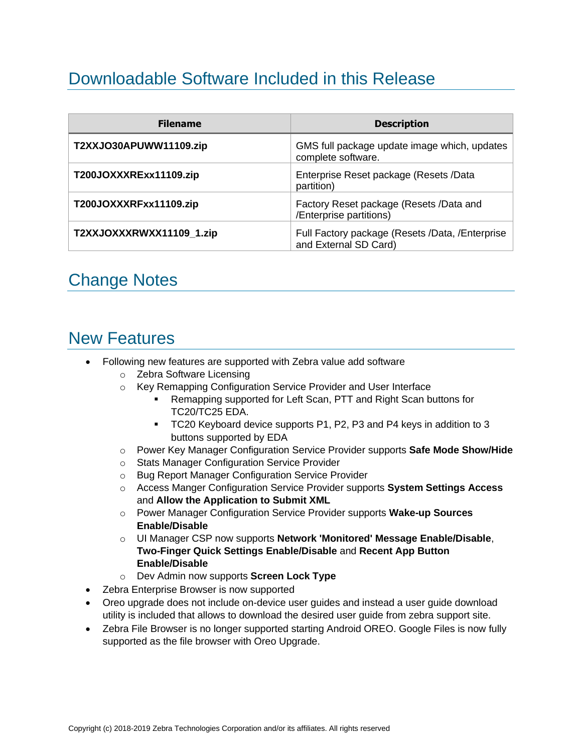## Downloadable Software Included in this Release

| Filename | Description |
|---|---|
| **T2XXJO30APUWW11109.zip** | GMS full package update image which, updates complete software. |
| **T200JOXXXREx11109.zip** | Enterprise Reset package (Resets /Data partition) |
| **T200JOXXXRFxx11109.zip** | Factory Reset package (Resets /Data and /Enterprise partitions) |
| **T2XXJOXXXRWXX11109_1.zip** | Full Factory package (Resets /Data, /Enterprise and External SD Card) |

## Change Notes

## New Features

- Following new features are supported with Zebra value add software
  - Zebra Software Licensing
  - Key Remapping Configuration Service Provider and User Interface
    - Remapping supported for Left Scan, PTT and Right Scan buttons for TC20/TC25 EDA.
    - TC20 Keyboard device supports P1, P2, P3 and P4 keys in addition to 3 buttons supported by EDA
  - Power Key Manager Configuration Service Provider supports **Safe Mode Show/Hide**
  - Stats Manager Configuration Service Provider
  - Bug Report Manager Configuration Service Provider
  - Access Manger Configuration Service Provider supports **System Settings Access** and **Allow the Application to Submit XML**
  - Power Manager Configuration Service Provider supports **Wake-up Sources Enable/Disable**
  - UI Manager CSP now supports **Network 'Monitored' Message Enable/Disable**, **Two-Finger Quick Settings Enable/Disable** and **Recent App Button Enable/Disable**
  - Dev Admin now supports **Screen Lock Type**
- Zebra Enterprise Browser is now supported
- Oreo upgrade does not include on-device user guides and instead a user guide download utility is included that allows to download the desired user guide from zebra support site.
- Zebra File Browser is no longer supported starting Android OREO. Google Files is now fully supported as the file browser with Oreo Upgrade.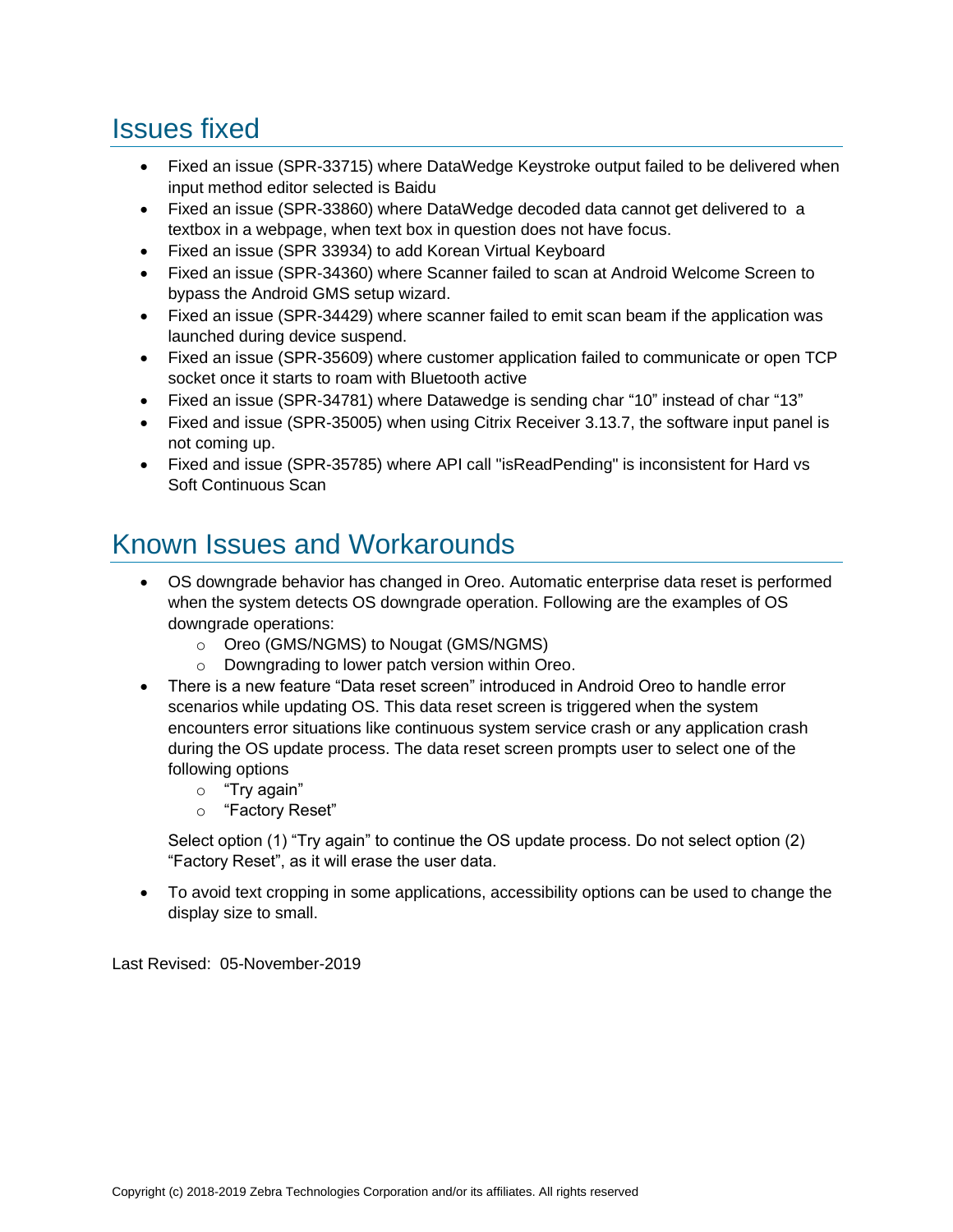## Issues fixed

- Fixed an issue (SPR-33715) where DataWedge Keystroke output failed to be delivered when input method editor selected is Baidu
- Fixed an issue (SPR-33860) where DataWedge decoded data cannot get delivered to a textbox in a webpage, when text box in question does not have focus.
- Fixed an issue (SPR 33934) to add Korean Virtual Keyboard
- Fixed an issue (SPR-34360) where Scanner failed to scan at Android Welcome Screen to bypass the Android GMS setup wizard.
- Fixed an issue (SPR-34429) where scanner failed to emit scan beam if the application was launched during device suspend.
- Fixed an issue (SPR-35609) where customer application failed to communicate or open TCP socket once it starts to roam with Bluetooth active
- Fixed an issue (SPR-34781) where Datawedge is sending char "10" instead of char "13"
- Fixed and issue (SPR-35005) when using Citrix Receiver 3.13.7, the software input panel is not coming up.
- Fixed and issue (SPR-35785) where API call "isReadPending" is inconsistent for Hard vs Soft Continuous Scan

## Known Issues and Workarounds

- OS downgrade behavior has changed in Oreo. Automatic enterprise data reset is performed when the system detects OS downgrade operation. Following are the examples of OS downgrade operations:
  - Oreo (GMS/NGMS) to Nougat (GMS/NGMS)
  - Downgrading to lower patch version within Oreo.
- There is a new feature "Data reset screen" introduced in Android Oreo to handle error scenarios while updating OS. This data reset screen is triggered when the system encounters error situations like continuous system service crash or any application crash during the OS update process. The data reset screen prompts user to select one of the following options
  - "Try again"
  - "Factory Reset"

  Select option (1) "Try again" to continue the OS update process. Do not select option (2) "Factory Reset", as it will erase the user data.

- To avoid text cropping in some applications, accessibility options can be used to change the display size to small.

Last Revised: 05-November-2019

Copyright (c) 2018-2019 Zebra Technologies Corporation and/or its affiliates. All rights reserved